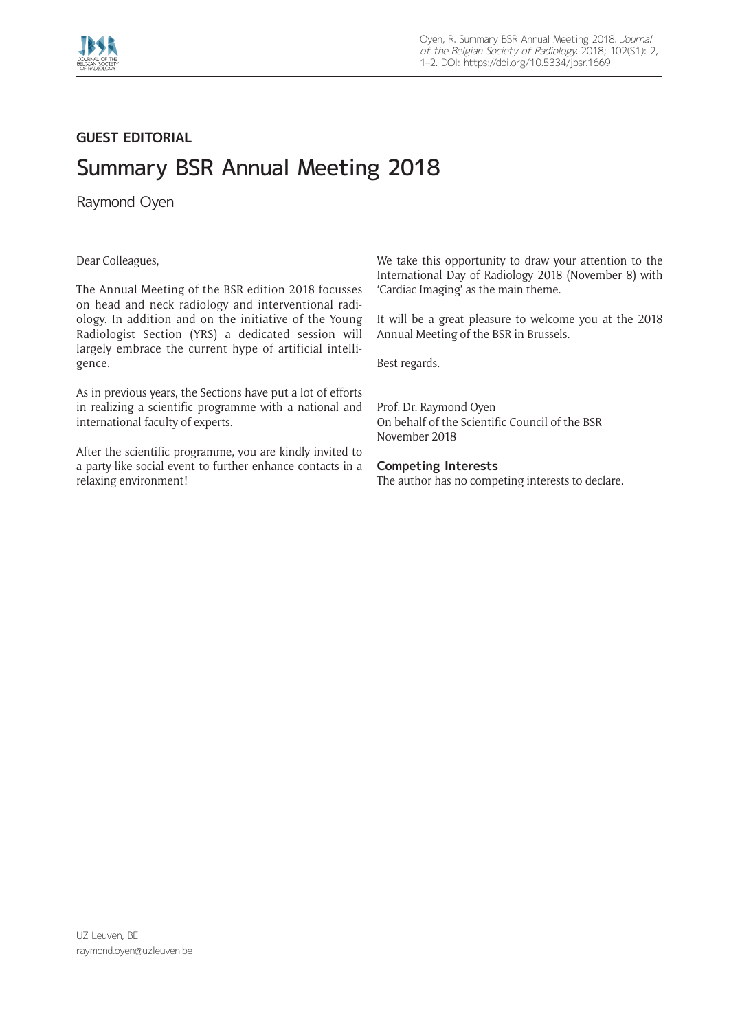**GUEST EDITORIAL**

# Summary BSR Annual Meeting 2018

Raymond Oyen

Dear Colleagues,

The Annual Meeting of the BSR edition 2018 focusses on head and neck radiology and interventional radiology. In addition and on the initiative of the Young Radiologist Section (YRS) a dedicated session will largely embrace the current hype of artificial intelligence.

As in previous years, the Sections have put a lot of efforts in realizing a scientific programme with a national and international faculty of experts.

After the scientific programme, you are kindly invited to a party-like social event to further enhance contacts in a relaxing environment!

We take this opportunity to draw your attention to the International Day of Radiology 2018 (November 8) with 'Cardiac Imaging' as the main theme.

It will be a great pleasure to welcome you at the 2018 Annual Meeting of the BSR in Brussels.

Best regards.

Prof. Dr. Raymond Oyen
On behalf of the Scientific Council of the BSR
November 2018

### Competing Interests

The author has no competing interests to declare.

UZ Leuven, BE
raymond.oyen@uzleuven.be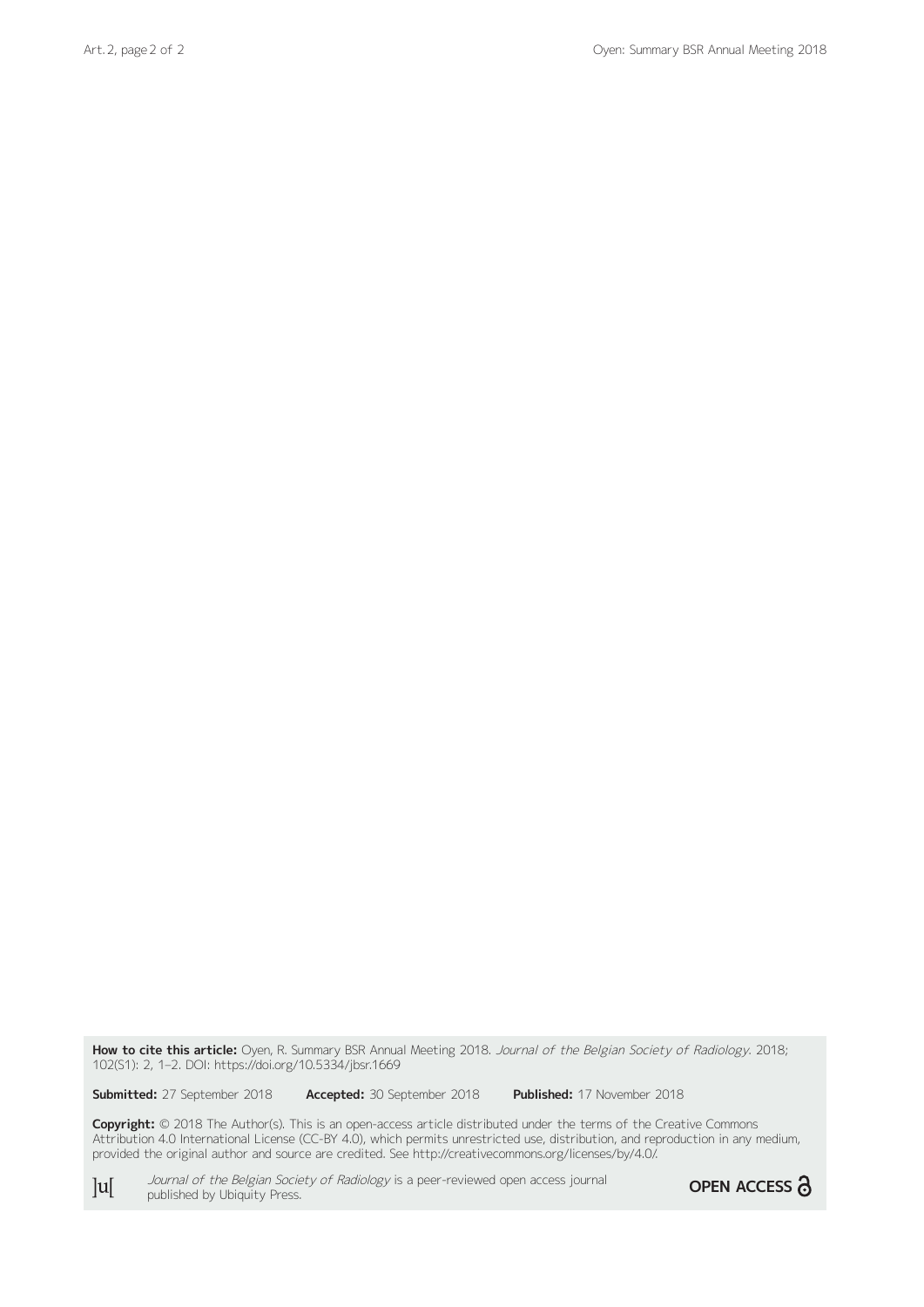**How to cite this article:** Oyen, R. Summary BSR Annual Meeting 2018. *Journal of the Belgian Society of Radiology*. 2018; 102(S1): 2, 1–2. DOI: https://doi.org/10.5334/jbsr.1669

**Submitted:** 27 September 2018 **Accepted:** 30 September 2018 **Published:** 17 November 2018

**Copyright:** © 2018 The Author(s). This is an open-access article distributed under the terms of the Creative Commons Attribution 4.0 International License (CC-BY 4.0), which permits unrestricted use, distribution, and reproduction in any medium, provided the original author and source are credited. See http://creativecommons.org/licenses/by/4.0/.

*Journal of the Belgian Society of Radiology* is a peer-reviewed open access journal published by Ubiquity Press.

**OPEN ACCESS**